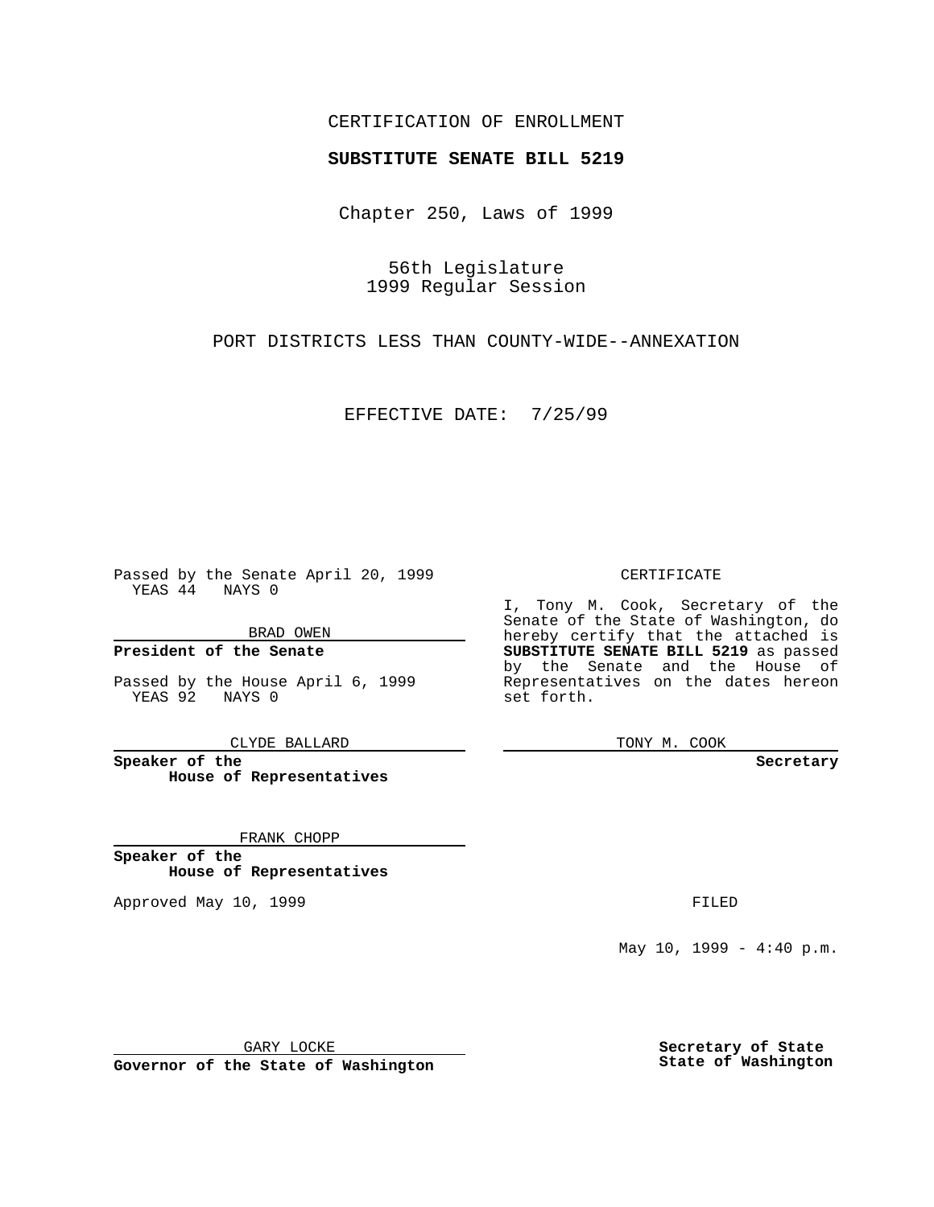CERTIFICATION OF ENROLLMENT

**SUBSTITUTE SENATE BILL 5219**

Chapter 250, Laws of 1999

56th Legislature
1999 Regular Session

PORT DISTRICTS LESS THAN COUNTY-WIDE--ANNEXATION

EFFECTIVE DATE: 7/25/99

Passed by the Senate April 20, 1999
YEAS 44 NAYS 0

BRAD OWEN

**President of the Senate**

Passed by the House April 6, 1999
YEAS 92 NAYS 0

CLYDE BALLARD

**Speaker of the House of Representatives**

FRANK CHOPP

**Speaker of the House of Representatives**

Approved May 10, 1999

GARY LOCKE

**Governor of the State of Washington**

CERTIFICATE

I, Tony M. Cook, Secretary of the Senate of the State of Washington, do hereby certify that the attached is **SUBSTITUTE SENATE BILL 5219** as passed by the Senate and the House of Representatives on the dates hereon set forth.

TONY M. COOK

**Secretary**

FILED

May 10, 1999 - 4:40 p.m.

**Secretary of State State of Washington**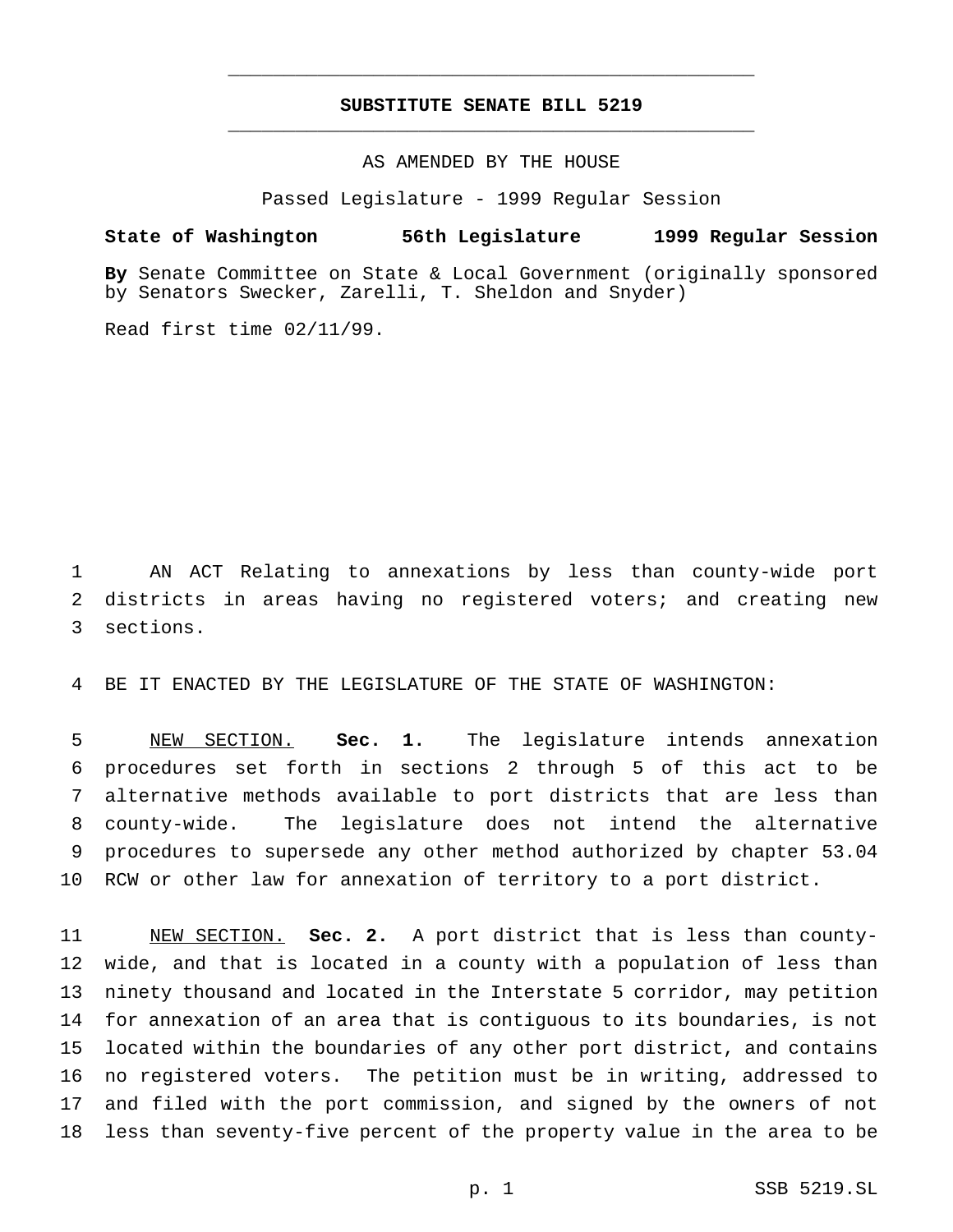# SUBSTITUTE SENATE BILL 5219

AS AMENDED BY THE HOUSE

Passed Legislature - 1999 Regular Session

**State of Washington 56th Legislature 1999 Regular Session**

**By** Senate Committee on State & Local Government (originally sponsored by Senators Swecker, Zarelli, T. Sheldon and Snyder)

Read first time 02/11/99.

AN ACT Relating to annexations by less than county-wide port districts in areas having no registered voters; and creating new sections.

BE IT ENACTED BY THE LEGISLATURE OF THE STATE OF WASHINGTON:

NEW SECTION. **Sec. 1.** The legislature intends annexation procedures set forth in sections 2 through 5 of this act to be alternative methods available to port districts that are less than county-wide. The legislature does not intend the alternative procedures to supersede any other method authorized by chapter 53.04 RCW or other law for annexation of territory to a port district.

NEW SECTION. **Sec. 2.** A port district that is less than county-wide, and that is located in a county with a population of less than ninety thousand and located in the Interstate 5 corridor, may petition for annexation of an area that is contiguous to its boundaries, is not located within the boundaries of any other port district, and contains no registered voters. The petition must be in writing, addressed to and filed with the port commission, and signed by the owners of not less than seventy-five percent of the property value in the area to be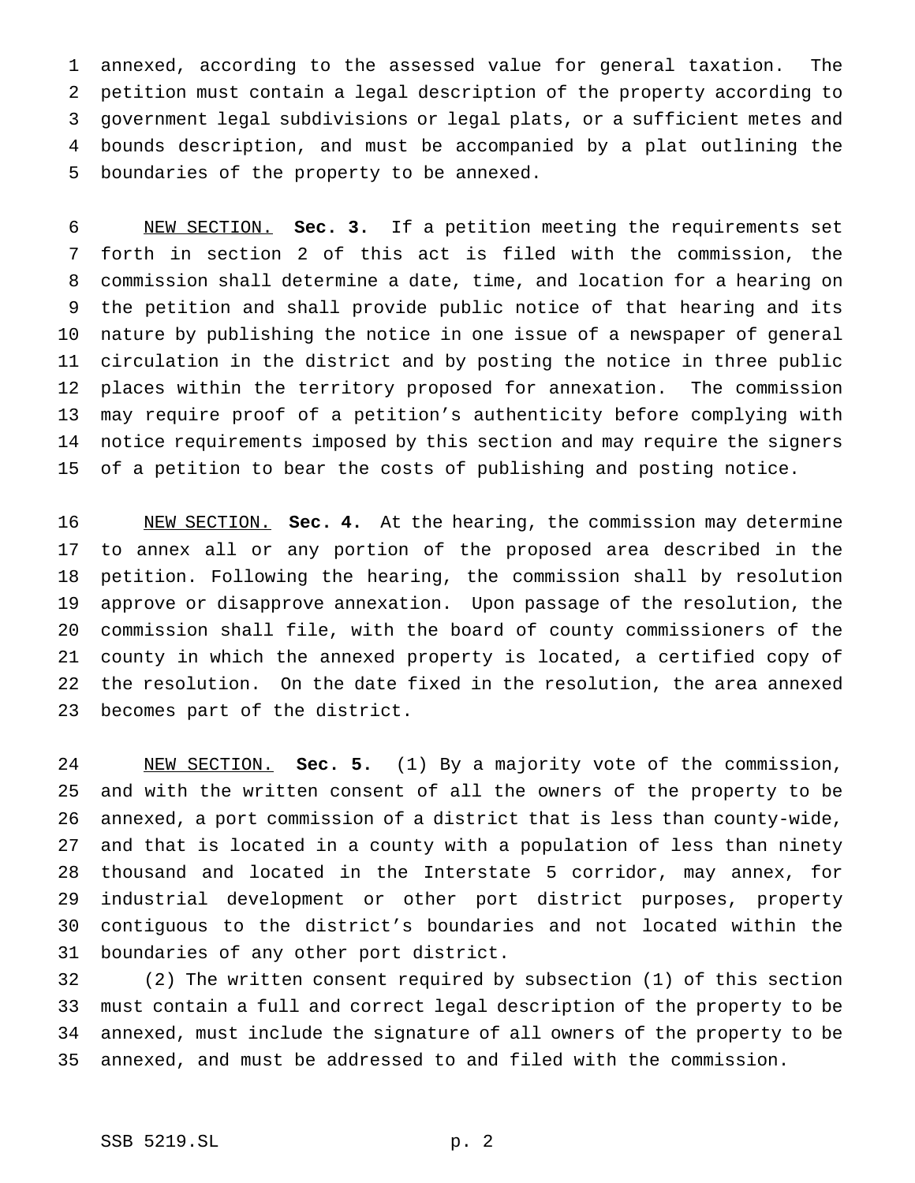annexed, according to the assessed value for general taxation. The petition must contain a legal description of the property according to government legal subdivisions or legal plats, or a sufficient metes and bounds description, and must be accompanied by a plat outlining the boundaries of the property to be annexed.

NEW SECTION. **Sec. 3.** If a petition meeting the requirements set forth in section 2 of this act is filed with the commission, the commission shall determine a date, time, and location for a hearing on the petition and shall provide public notice of that hearing and its nature by publishing the notice in one issue of a newspaper of general circulation in the district and by posting the notice in three public places within the territory proposed for annexation. The commission may require proof of a petition's authenticity before complying with notice requirements imposed by this section and may require the signers of a petition to bear the costs of publishing and posting notice.

NEW SECTION. **Sec. 4.** At the hearing, the commission may determine to annex all or any portion of the proposed area described in the petition. Following the hearing, the commission shall by resolution approve or disapprove annexation. Upon passage of the resolution, the commission shall file, with the board of county commissioners of the county in which the annexed property is located, a certified copy of the resolution. On the date fixed in the resolution, the area annexed becomes part of the district.

NEW SECTION. **Sec. 5.** (1) By a majority vote of the commission, and with the written consent of all the owners of the property to be annexed, a port commission of a district that is less than county-wide, and that is located in a county with a population of less than ninety thousand and located in the Interstate 5 corridor, may annex, for industrial development or other port district purposes, property contiguous to the district's boundaries and not located within the boundaries of any other port district.

(2) The written consent required by subsection (1) of this section must contain a full and correct legal description of the property to be annexed, must include the signature of all owners of the property to be annexed, and must be addressed to and filed with the commission.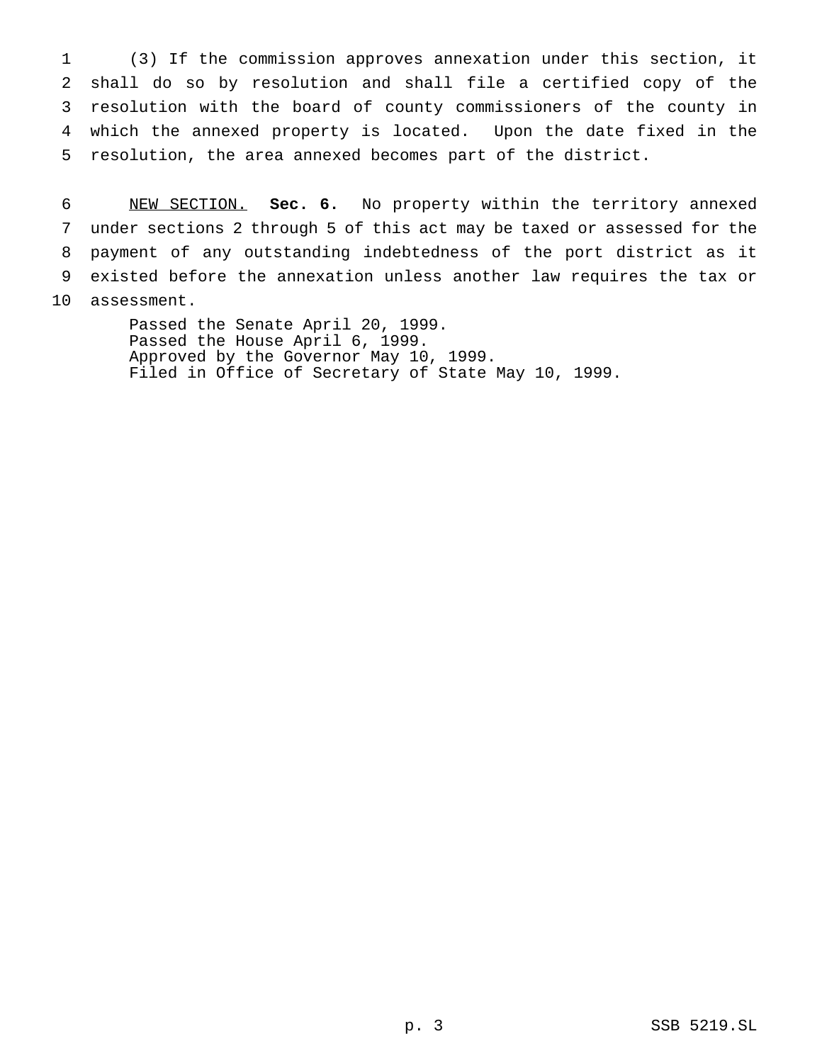(3) If the commission approves annexation under this section, it shall do so by resolution and shall file a certified copy of the resolution with the board of county commissioners of the county in which the annexed property is located. Upon the date fixed in the resolution, the area annexed becomes part of the district.

NEW SECTION. **Sec. 6.** No property within the territory annexed under sections 2 through 5 of this act may be taxed or assessed for the payment of any outstanding indebtedness of the port district as it existed before the annexation unless another law requires the tax or assessment.

Passed the Senate April 20, 1999.
Passed the House April 6, 1999.
Approved by the Governor May 10, 1999.
Filed in Office of Secretary of State May 10, 1999.